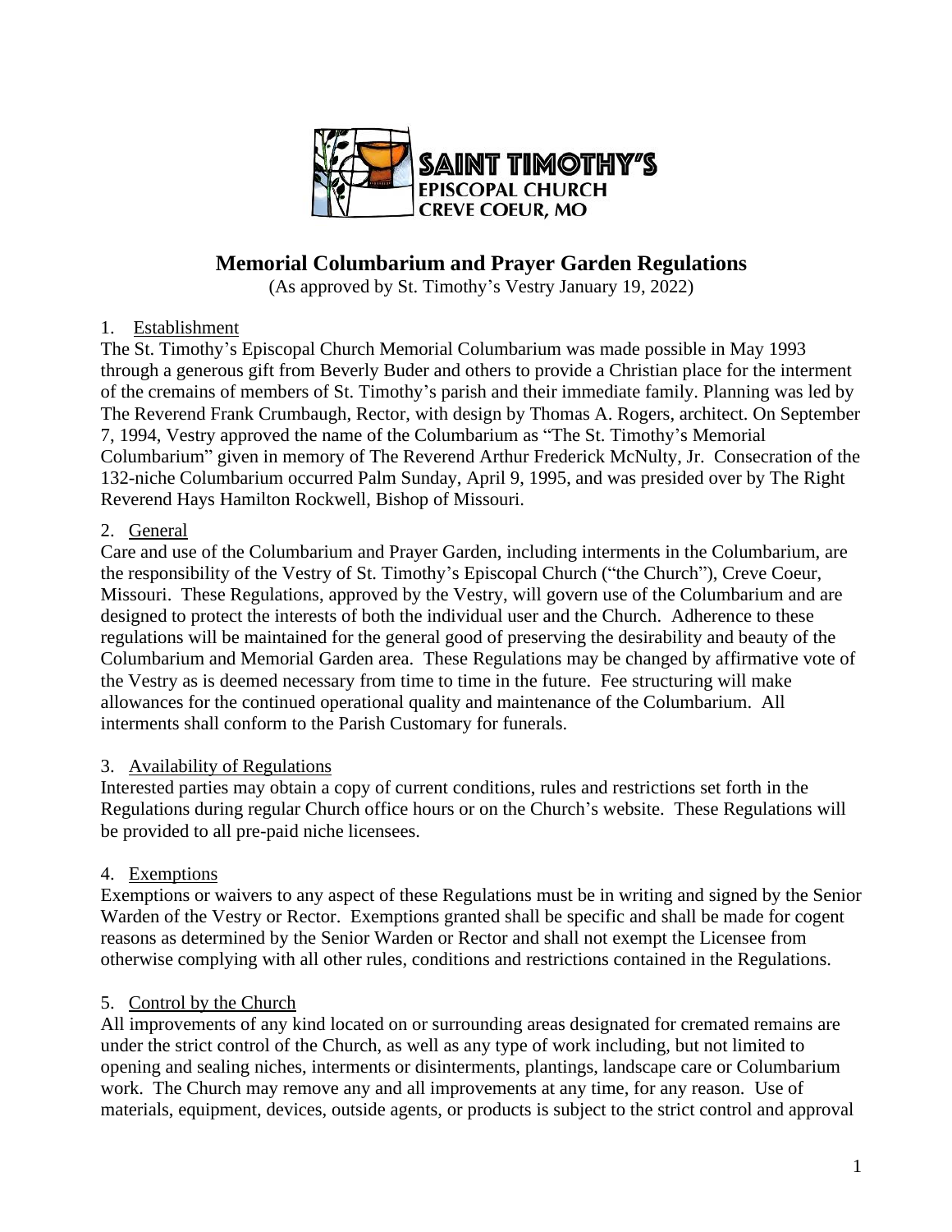SAINT TIMOTHY'S
EPISCOPAL CHURCH
CREVE COEUR, MO

# Memorial Columbarium and Prayer Garden Regulations

(As approved by St. Timothy's Vestry January 19, 2022)

## 1. Establishment

The St. Timothy's Episcopal Church Memorial Columbarium was made possible in May 1993 through a generous gift from Beverly Buder and others to provide a Christian place for the interment of the cremains of members of St. Timothy's parish and their immediate family. Planning was led by The Reverend Frank Crumbaugh, Rector, with design by Thomas A. Rogers, architect. On September 7, 1994, Vestry approved the name of the Columbarium as "The St. Timothy's Memorial Columbarium" given in memory of The Reverend Arthur Frederick McNulty, Jr. Consecration of the 132-niche Columbarium occurred Palm Sunday, April 9, 1995, and was presided over by The Right Reverend Hays Hamilton Rockwell, Bishop of Missouri.

## 2. General

Care and use of the Columbarium and Prayer Garden, including interments in the Columbarium, are the responsibility of the Vestry of St. Timothy's Episcopal Church ("the Church"), Creve Coeur, Missouri. These Regulations, approved by the Vestry, will govern use of the Columbarium and are designed to protect the interests of both the individual user and the Church. Adherence to these regulations will be maintained for the general good of preserving the desirability and beauty of the Columbarium and Memorial Garden area. These Regulations may be changed by affirmative vote of the Vestry as is deemed necessary from time to time in the future. Fee structuring will make allowances for the continued operational quality and maintenance of the Columbarium. All interments shall conform to the Parish Customary for funerals.

## 3. Availability of Regulations

Interested parties may obtain a copy of current conditions, rules and restrictions set forth in the Regulations during regular Church office hours or on the Church's website. These Regulations will be provided to all pre-paid niche licensees.

## 4. Exemptions

Exemptions or waivers to any aspect of these Regulations must be in writing and signed by the Senior Warden of the Vestry or Rector. Exemptions granted shall be specific and shall be made for cogent reasons as determined by the Senior Warden or Rector and shall not exempt the Licensee from otherwise complying with all other rules, conditions and restrictions contained in the Regulations.

## 5. Control by the Church

All improvements of any kind located on or surrounding areas designated for cremated remains are under the strict control of the Church, as well as any type of work including, but not limited to opening and sealing niches, interments or disinterments, plantings, landscape care or Columbarium work. The Church may remove any and all improvements at any time, for any reason. Use of materials, equipment, devices, outside agents, or products is subject to the strict control and approval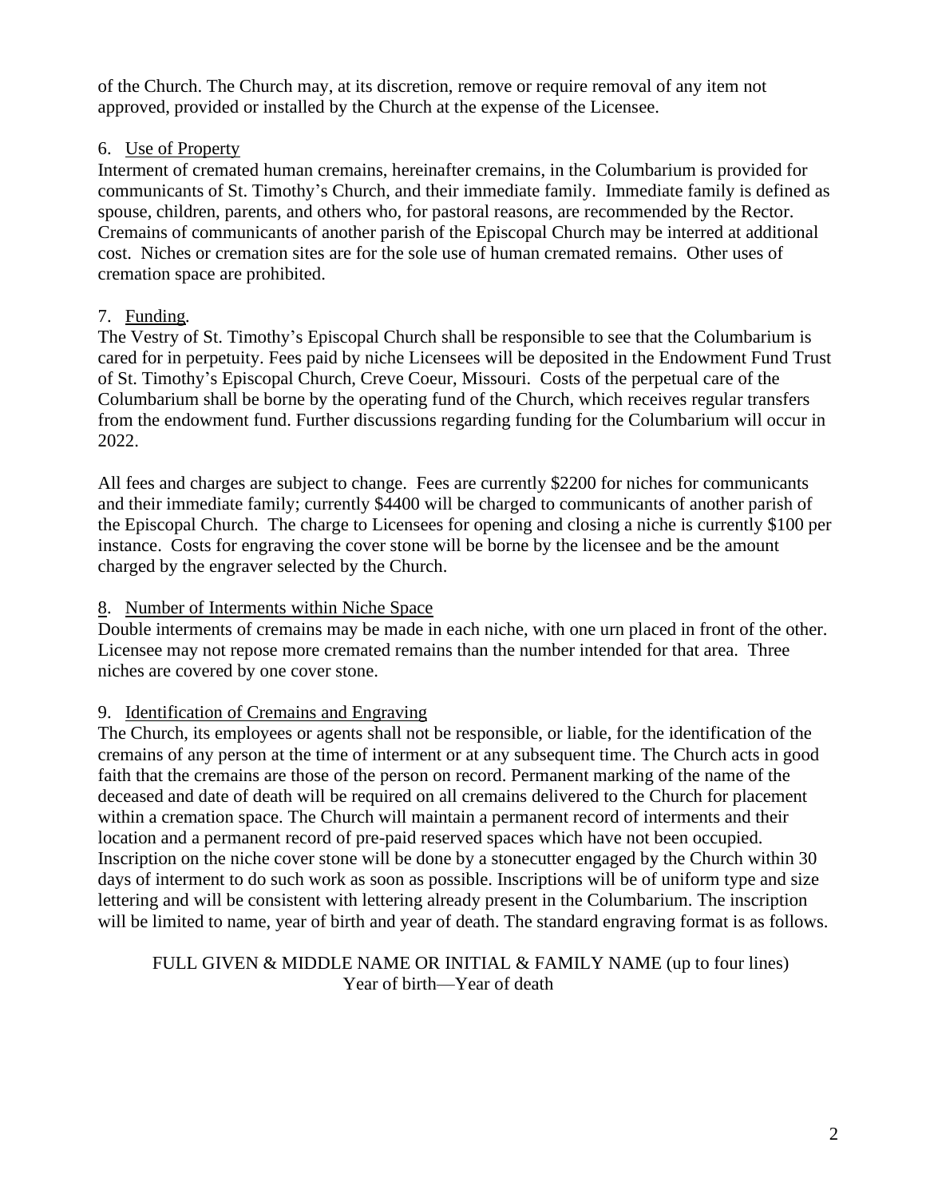of the Church. The Church may, at its discretion, remove or require removal of any item not approved, provided or installed by the Church at the expense of the Licensee.

6. Use of Property

Interment of cremated human cremains, hereinafter cremains, in the Columbarium is provided for communicants of St. Timothy's Church, and their immediate family. Immediate family is defined as spouse, children, parents, and others who, for pastoral reasons, are recommended by the Rector. Cremains of communicants of another parish of the Episcopal Church may be interred at additional cost. Niches or cremation sites are for the sole use of human cremated remains. Other uses of cremation space are prohibited.

7. Funding.

The Vestry of St. Timothy's Episcopal Church shall be responsible to see that the Columbarium is cared for in perpetuity. Fees paid by niche Licensees will be deposited in the Endowment Fund Trust of St. Timothy's Episcopal Church, Creve Coeur, Missouri. Costs of the perpetual care of the Columbarium shall be borne by the operating fund of the Church, which receives regular transfers from the endowment fund. Further discussions regarding funding for the Columbarium will occur in 2022.

All fees and charges are subject to change. Fees are currently $2200 for niches for communicants and their immediate family; currently $4400 will be charged to communicants of another parish of the Episcopal Church. The charge to Licensees for opening and closing a niche is currently $100 per instance. Costs for engraving the cover stone will be borne by the licensee and be the amount charged by the engraver selected by the Church.

8. Number of Interments within Niche Space

Double interments of cremains may be made in each niche, with one urn placed in front of the other. Licensee may not repose more cremated remains than the number intended for that area. Three niches are covered by one cover stone.

9. Identification of Cremains and Engraving

The Church, its employees or agents shall not be responsible, or liable, for the identification of the cremains of any person at the time of interment or at any subsequent time. The Church acts in good faith that the cremains are those of the person on record. Permanent marking of the name of the deceased and date of death will be required on all cremains delivered to the Church for placement within a cremation space. The Church will maintain a permanent record of interments and their location and a permanent record of pre-paid reserved spaces which have not been occupied. Inscription on the niche cover stone will be done by a stonecutter engaged by the Church within 30 days of interment to do such work as soon as possible. Inscriptions will be of uniform type and size lettering and will be consistent with lettering already present in the Columbarium. The inscription will be limited to name, year of birth and year of death. The standard engraving format is as follows.

FULL GIVEN & MIDDLE NAME OR INITIAL & FAMILY NAME (up to four lines)
Year of birth—Year of death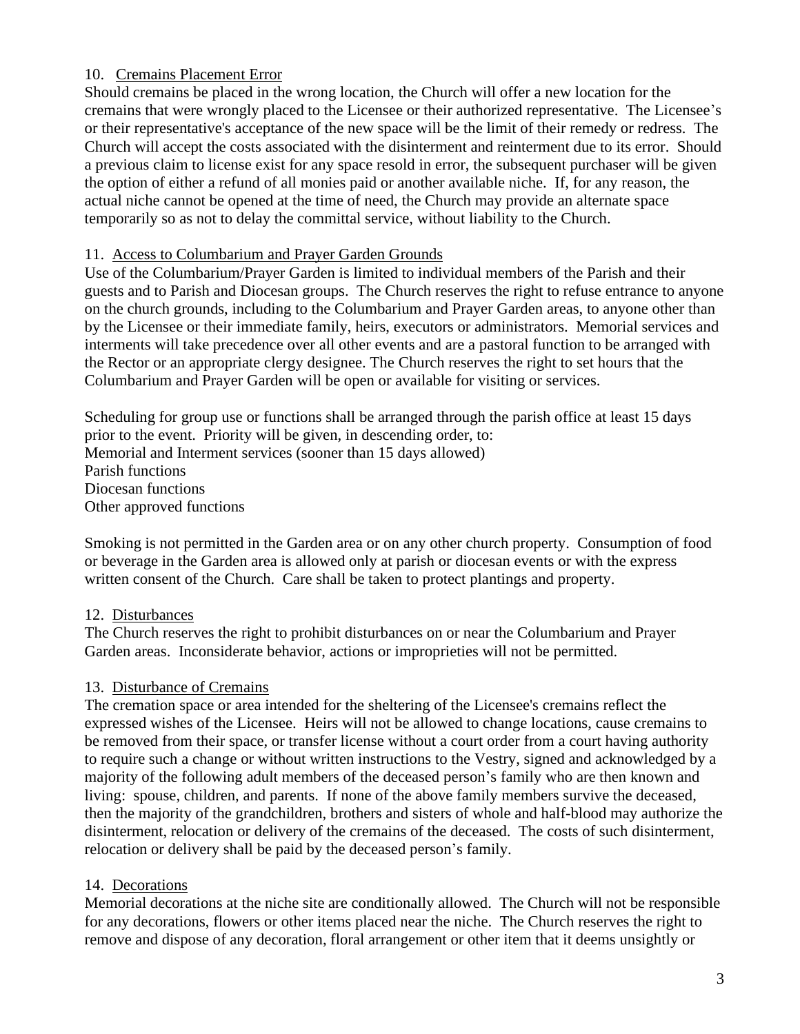10. Cremains Placement Error

Should cremains be placed in the wrong location, the Church will offer a new location for the cremains that were wrongly placed to the Licensee or their authorized representative. The Licensee's or their representative's acceptance of the new space will be the limit of their remedy or redress. The Church will accept the costs associated with the disinterment and reinterment due to its error. Should a previous claim to license exist for any space resold in error, the subsequent purchaser will be given the option of either a refund of all monies paid or another available niche. If, for any reason, the actual niche cannot be opened at the time of need, the Church may provide an alternate space temporarily so as not to delay the committal service, without liability to the Church.

11. Access to Columbarium and Prayer Garden Grounds

Use of the Columbarium/Prayer Garden is limited to individual members of the Parish and their guests and to Parish and Diocesan groups. The Church reserves the right to refuse entrance to anyone on the church grounds, including to the Columbarium and Prayer Garden areas, to anyone other than by the Licensee or their immediate family, heirs, executors or administrators. Memorial services and interments will take precedence over all other events and are a pastoral function to be arranged with the Rector or an appropriate clergy designee. The Church reserves the right to set hours that the Columbarium and Prayer Garden will be open or available for visiting or services.

Scheduling for group use or functions shall be arranged through the parish office at least 15 days prior to the event. Priority will be given, in descending order, to:
Memorial and Interment services (sooner than 15 days allowed)
Parish functions
Diocesan functions
Other approved functions

Smoking is not permitted in the Garden area or on any other church property. Consumption of food or beverage in the Garden area is allowed only at parish or diocesan events or with the express written consent of the Church. Care shall be taken to protect plantings and property.

12. Disturbances

The Church reserves the right to prohibit disturbances on or near the Columbarium and Prayer Garden areas. Inconsiderate behavior, actions or improprieties will not be permitted.

13. Disturbance of Cremains

The cremation space or area intended for the sheltering of the Licensee's cremains reflect the expressed wishes of the Licensee. Heirs will not be allowed to change locations, cause cremains to be removed from their space, or transfer license without a court order from a court having authority to require such a change or without written instructions to the Vestry, signed and acknowledged by a majority of the following adult members of the deceased person's family who are then known and living: spouse, children, and parents. If none of the above family members survive the deceased, then the majority of the grandchildren, brothers and sisters of whole and half-blood may authorize the disinterment, relocation or delivery of the cremains of the deceased. The costs of such disinterment, relocation or delivery shall be paid by the deceased person's family.

14. Decorations

Memorial decorations at the niche site are conditionally allowed. The Church will not be responsible for any decorations, flowers or other items placed near the niche. The Church reserves the right to remove and dispose of any decoration, floral arrangement or other item that it deems unsightly or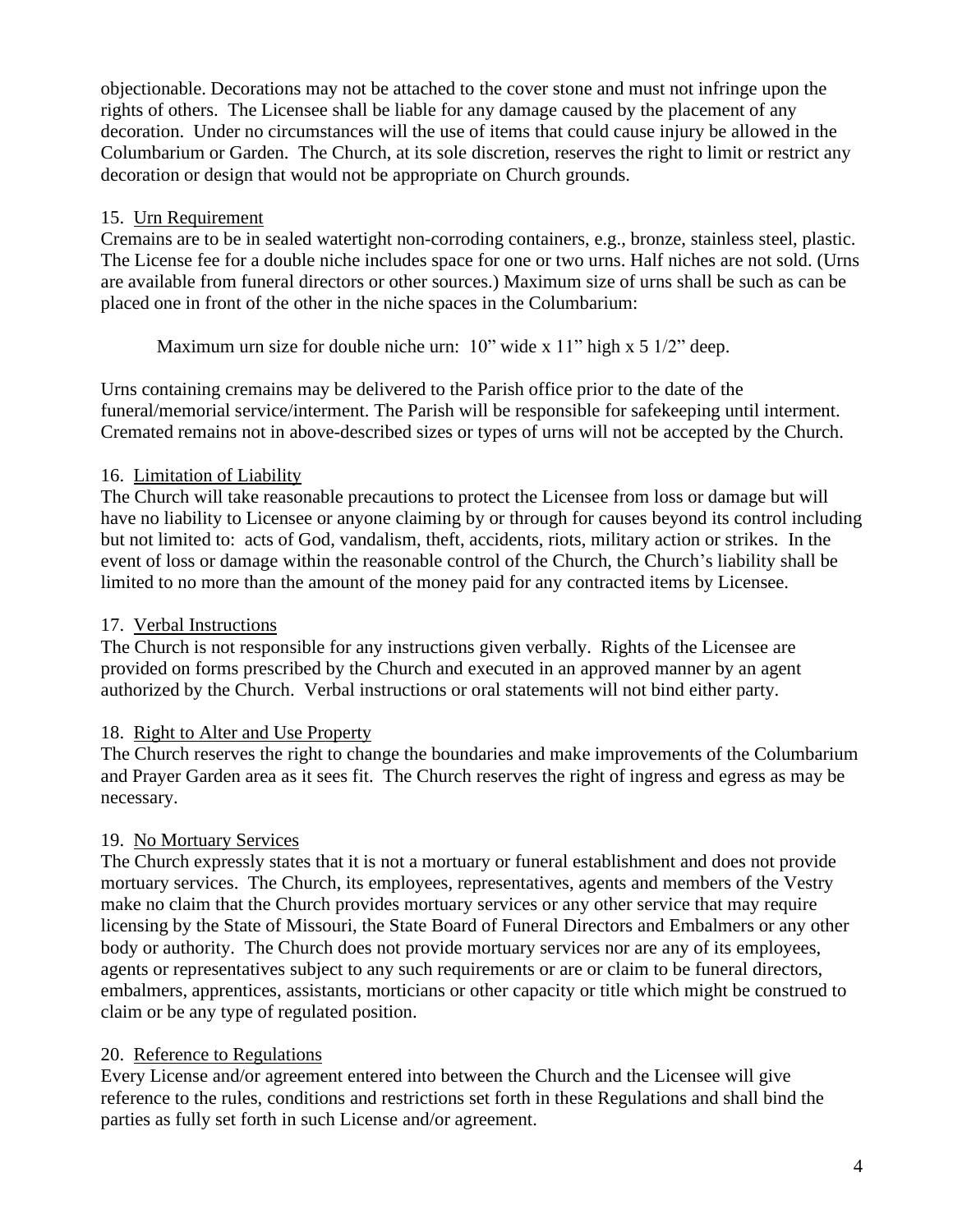objectionable. Decorations may not be attached to the cover stone and must not infringe upon the rights of others. The Licensee shall be liable for any damage caused by the placement of any decoration. Under no circumstances will the use of items that could cause injury be allowed in the Columbarium or Garden. The Church, at its sole discretion, reserves the right to limit or restrict any decoration or design that would not be appropriate on Church grounds.

15. Urn Requirement

Cremains are to be in sealed watertight non-corroding containers, e.g., bronze, stainless steel, plastic. The License fee for a double niche includes space for one or two urns. Half niches are not sold. (Urns are available from funeral directors or other sources.) Maximum size of urns shall be such as can be placed one in front of the other in the niche spaces in the Columbarium:

Maximum urn size for double niche urn: 10" wide x 11" high x 5 1/2" deep.

Urns containing cremains may be delivered to the Parish office prior to the date of the funeral/memorial service/interment. The Parish will be responsible for safekeeping until interment. Cremated remains not in above-described sizes or types of urns will not be accepted by the Church.

16. Limitation of Liability

The Church will take reasonable precautions to protect the Licensee from loss or damage but will have no liability to Licensee or anyone claiming by or through for causes beyond its control including but not limited to: acts of God, vandalism, theft, accidents, riots, military action or strikes. In the event of loss or damage within the reasonable control of the Church, the Church's liability shall be limited to no more than the amount of the money paid for any contracted items by Licensee.

17. Verbal Instructions

The Church is not responsible for any instructions given verbally. Rights of the Licensee are provided on forms prescribed by the Church and executed in an approved manner by an agent authorized by the Church. Verbal instructions or oral statements will not bind either party.

18. Right to Alter and Use Property

The Church reserves the right to change the boundaries and make improvements of the Columbarium and Prayer Garden area as it sees fit. The Church reserves the right of ingress and egress as may be necessary.

19. No Mortuary Services

The Church expressly states that it is not a mortuary or funeral establishment and does not provide mortuary services. The Church, its employees, representatives, agents and members of the Vestry make no claim that the Church provides mortuary services or any other service that may require licensing by the State of Missouri, the State Board of Funeral Directors and Embalmers or any other body or authority. The Church does not provide mortuary services nor are any of its employees, agents or representatives subject to any such requirements or are or claim to be funeral directors, embalmers, apprentices, assistants, morticians or other capacity or title which might be construed to claim or be any type of regulated position.

20. Reference to Regulations

Every License and/or agreement entered into between the Church and the Licensee will give reference to the rules, conditions and restrictions set forth in these Regulations and shall bind the parties as fully set forth in such License and/or agreement.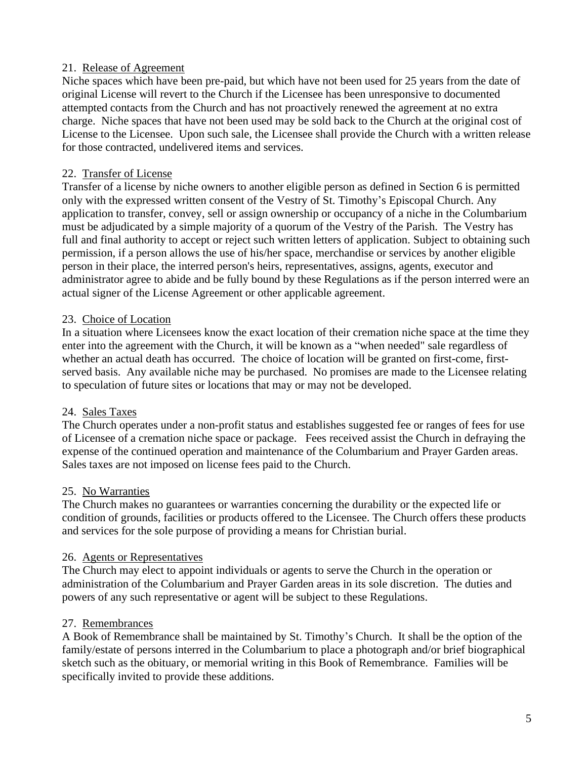21. Release of Agreement

Niche spaces which have been pre-paid, but which have not been used for 25 years from the date of original License will revert to the Church if the Licensee has been unresponsive to documented attempted contacts from the Church and has not proactively renewed the agreement at no extra charge. Niche spaces that have not been used may be sold back to the Church at the original cost of License to the Licensee. Upon such sale, the Licensee shall provide the Church with a written release for those contracted, undelivered items and services.

22. Transfer of License

Transfer of a license by niche owners to another eligible person as defined in Section 6 is permitted only with the expressed written consent of the Vestry of St. Timothy's Episcopal Church. Any application to transfer, convey, sell or assign ownership or occupancy of a niche in the Columbarium must be adjudicated by a simple majority of a quorum of the Vestry of the Parish. The Vestry has full and final authority to accept or reject such written letters of application. Subject to obtaining such permission, if a person allows the use of his/her space, merchandise or services by another eligible person in their place, the interred person's heirs, representatives, assigns, agents, executor and administrator agree to abide and be fully bound by these Regulations as if the person interred were an actual signer of the License Agreement or other applicable agreement.

23. Choice of Location

In a situation where Licensees know the exact location of their cremation niche space at the time they enter into the agreement with the Church, it will be known as a "when needed" sale regardless of whether an actual death has occurred. The choice of location will be granted on first-come, first-served basis. Any available niche may be purchased. No promises are made to the Licensee relating to speculation of future sites or locations that may or may not be developed.

24. Sales Taxes

The Church operates under a non-profit status and establishes suggested fee or ranges of fees for use of Licensee of a cremation niche space or package. Fees received assist the Church in defraying the expense of the continued operation and maintenance of the Columbarium and Prayer Garden areas. Sales taxes are not imposed on license fees paid to the Church.

25. No Warranties

The Church makes no guarantees or warranties concerning the durability or the expected life or condition of grounds, facilities or products offered to the Licensee. The Church offers these products and services for the sole purpose of providing a means for Christian burial.

26. Agents or Representatives

The Church may elect to appoint individuals or agents to serve the Church in the operation or administration of the Columbarium and Prayer Garden areas in its sole discretion. The duties and powers of any such representative or agent will be subject to these Regulations.

27. Remembrances

A Book of Remembrance shall be maintained by St. Timothy's Church. It shall be the option of the family/estate of persons interred in the Columbarium to place a photograph and/or brief biographical sketch such as the obituary, or memorial writing in this Book of Remembrance. Families will be specifically invited to provide these additions.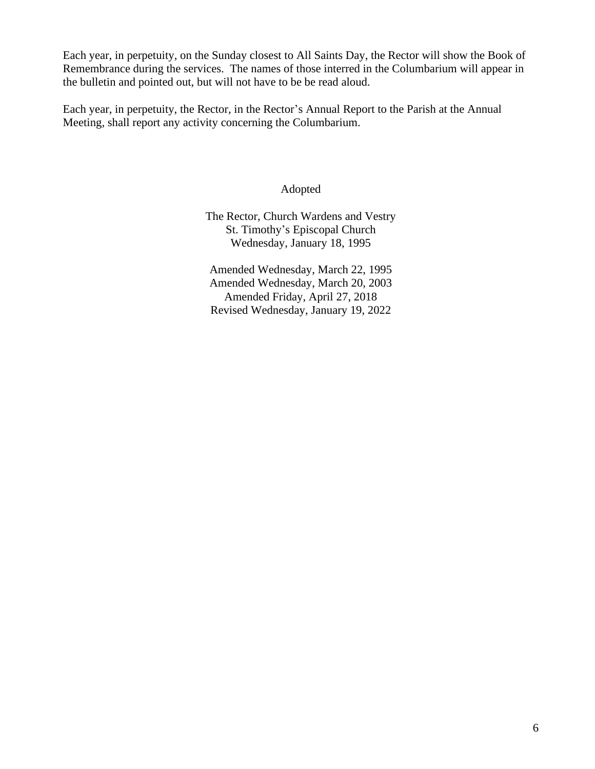Each year, in perpetuity, on the Sunday closest to All Saints Day, the Rector will show the Book of Remembrance during the services. The names of those interred in the Columbarium will appear in the bulletin and pointed out, but will not have to be be read aloud.

Each year, in perpetuity, the Rector, in the Rector's Annual Report to the Parish at the Annual Meeting, shall report any activity concerning the Columbarium.

Adopted

The Rector, Church Wardens and Vestry  
St. Timothy's Episcopal Church  
Wednesday, January 18, 1995

Amended Wednesday, March 22, 1995  
Amended Wednesday, March 20, 2003  
Amended Friday, April 27, 2018  
Revised Wednesday, January 19, 2022